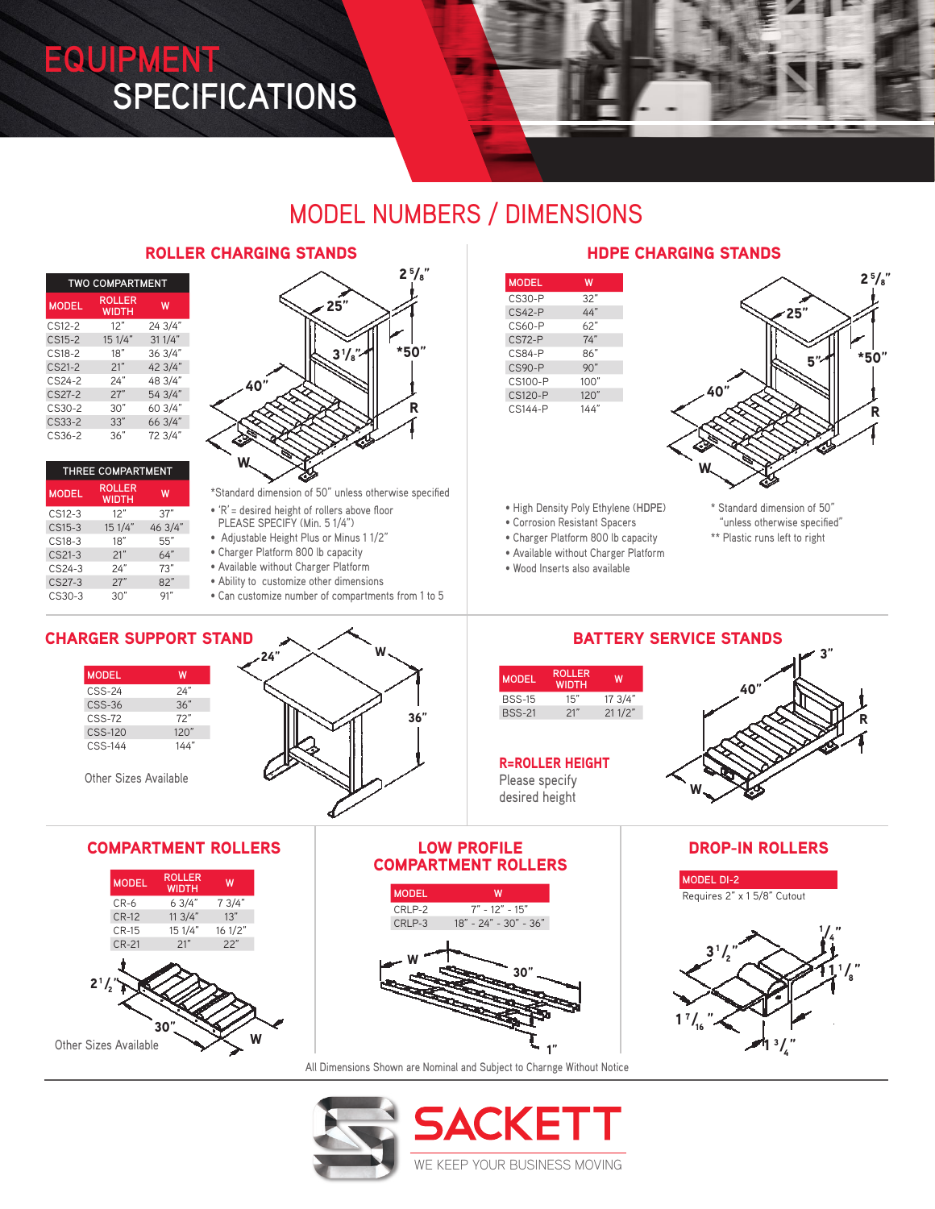# EQUIPMENT SPECIFICATIONS

## MODEL NUMBERS / DIMENSIONS

### ROLLER CHARGING STANDS

| TWO COMPARTMENT | | |
|---|---|---|
| MODEL | ROLLER WIDTH | W |
| CS12-2 | 12" | 24 3/4" |
| CS15-2 | 15 1/4" | 31 1/4" |
| CS18-2 | 18" | 36 3/4" |
| CS21-2 | 21" | 42 3/4" |
| CS24-2 | 24" | 48 3/4" |
| CS27-2 | 27" | 54 3/4" |
| CS30-2 | 30" | 60 3/4" |
| CS33-2 | 33" | 66 3/4" |
| CS36-2 | 36" | 72 3/4" |

| THREE COMPARTMENT | | |
|---|---|---|
| MODEL | ROLLER WIDTH | W |
| CS12-3 | 12" | 37" |
| CS15-3 | 15 1/4" | 46 3/4" |
| CS18-3 | 18" | 55" |
| CS21-3 | 21" | 64" |
| CS24-3 | 24" | 73" |
| CS27-3 | 27" | 82" |
| CS30-3 | 30" | 91" |

*Standard dimension of 50" unless otherwise specified

- 'R' = desired height of rollers above floor PLEASE SPECIFY (Min. 5 1/4")
- Adjustable Height Plus or Minus 1 1/2"
- Charger Platform 800 lb capacity
- Available without Charger Platform
- Ability to customize other dimensions
- Can customize number of compartments from 1 to 5

### HDPE CHARGING STANDS

| MODEL | W |
|---|---|
| CS30-P | 32" |
| CS42-P | 44" |
| CS60-P | 62" |
| CS72-P | 74" |
| CS84-P | 86" |
| CS90-P | 90" |
| CS100-P | 100" |
| CS120-P | 120" |
| CS144-P | 144" |

- High Density Poly Ethylene (HDPE)
- Corrosion Resistant Spacers
- Charger Platform 800 lb capacity
- Available without Charger Platform
- Wood Inserts also available

\* Standard dimension of 50" "unless otherwise specified"
** Plastic runs left to right

### CHARGER SUPPORT STAND

| MODEL | W |
|---|---|
| CSS-24 | 24" |
| CSS-36 | 36" |
| CSS-72 | 72" |
| CSS-120 | 120" |
| CSS-144 | 144" |

Other Sizes Available

### BATTERY SERVICE STANDS

| MODEL | ROLLER WIDTH | W |
|---|---|---|
| BSS-15 | 15" | 17 3/4" |
| BSS-21 | 21" | 21 1/2" |

**R=ROLLER HEIGHT**
Please specify desired height

### COMPARTMENT ROLLERS

| MODEL | ROLLER WIDTH | W |
|---|---|---|
| CR-6 | 6 3/4" | 7 3/4" |
| CR-12 | 11 3/4" | 13" |
| CR-15 | 15 1/4" | 16 1/2" |
| CR-21 | 21" | 22" |

Other Sizes Available

### LOW PROFILE COMPARTMENT ROLLERS

| MODEL | W |
|---|---|
| CRLP-2 | 7" - 12" - 15" |
| CRLP-3 | 18" - 24" - 30" - 36" |

### DROP-IN ROLLERS

| MODEL DI-2 |
|---|
| Requires 2" x 1 5/8" Cutout |

All Dimensions Shown are Nominal and Subject to Charnge Without Notice

SACKETT
WE KEEP YOUR BUSINESS MOVING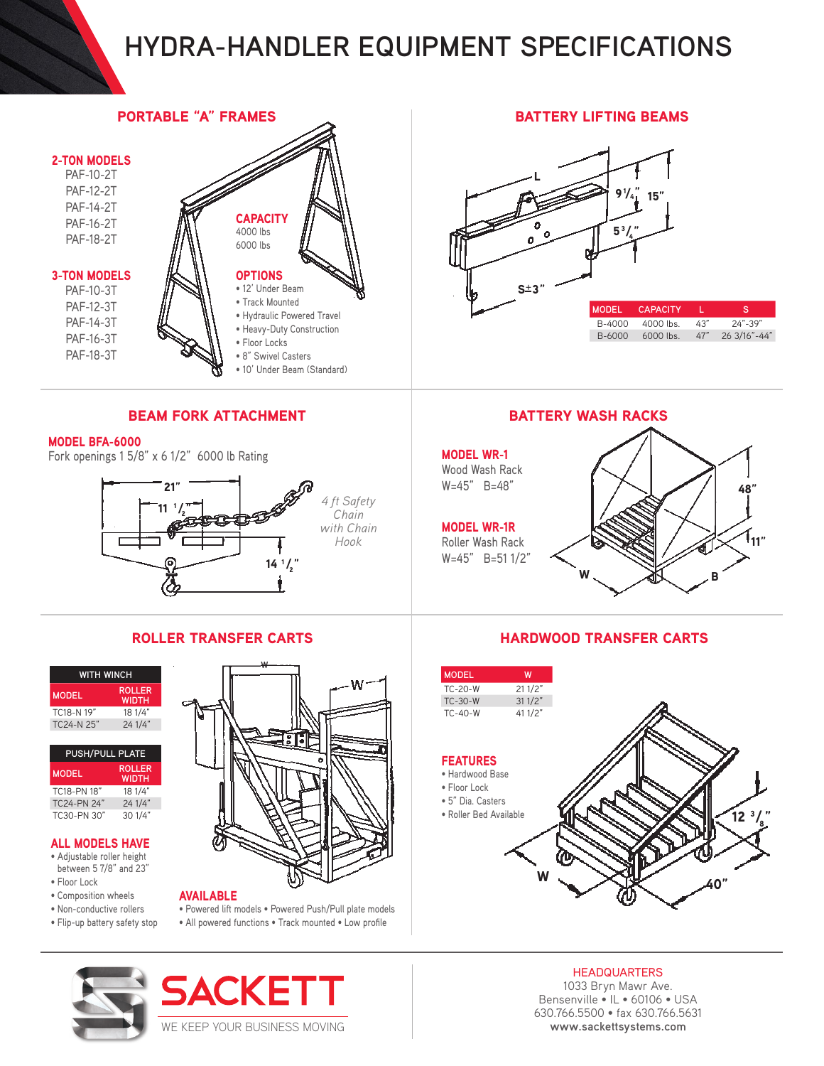# HYDRA-HANDLER EQUIPMENT SPECIFICATIONS

## PORTABLE "A" FRAMES

### 2-TON MODELS
PAF-10-2T
PAF-12-2T
PAF-14-2T
PAF-16-2T
PAF-18-2T

### 3-TON MODELS
PAF-10-3T
PAF-12-3T
PAF-14-3T
PAF-16-3T
PAF-18-3T

### CAPACITY
4000 lbs
6000 lbs

### OPTIONS
- 12' Under Beam
- Track Mounted
- Hydraulic Powered Travel
- Heavy-Duty Construction
- Floor Locks
- 8" Swivel Casters
- 10' Under Beam (Standard)

## BATTERY LIFTING BEAMS

L
9 1/4"
15"
5 3/4"
S±3"

| MODEL | CAPACITY | L | S |
|---|---|---|---|
| B-4000 | 4000 lbs. | 43" | 24"-39" |
| B-6000 | 6000 lbs. | 47" | 26 3/16"-44" |

## BEAM FORK ATTACHMENT

### MODEL BFA-6000
Fork openings 1 5/8" x 6 1/2" 6000 lb Rating

21"
11 1/2"
14 1/2"

*4 ft Safety Chain with Chain Hook*

## BATTERY WASH RACKS

### MODEL WR-1
Wood Wash Rack
W=45" B=48"

### MODEL WR-1R
Roller Wash Rack
W=45" B=51 1/2"

48"
11"
W
B

## ROLLER TRANSFER CARTS

| WITH WINCH | |
|---|---|
| MODEL | ROLLER WIDTH |
| TC18-N 19" | 18 1/4" |
| TC24-N 25" | 24 1/4" |

| PUSH/PULL PLATE | |
|---|---|
| MODEL | ROLLER WIDTH |
| TC18-PN 18" | 18 1/4" |
| TC24-PN 24" | 24 1/4" |
| TC30-PN 30" | 30 1/4" |

W

### ALL MODELS HAVE
- Adjustable roller height between 5 7/8" and 23"
- Floor Lock
- Composition wheels
- Non-conductive rollers
- Flip-up battery safety stop

### AVAILABLE
- Powered lift models
- Powered Push/Pull plate models
- All powered functions
- Track mounted
- Low profile

## HARDWOOD TRANSFER CARTS

| MODEL | W |
|---|---|
| TC-20-W | 21 1/2" |
| TC-30-W | 31 1/2" |
| TC-40-W | 41 1/2" |

### FEATURES
- Hardwood Base
- Floor Lock
- 5" Dia. Casters
- Roller Bed Available

12 3/8"
W
40"

SACKETT
WE KEEP YOUR BUSINESS MOVING

HEADQUARTERS
1033 Bryn Mawr Ave.
Bensenville • IL • 60106 • USA
630.766.5500 • fax 630.766.5631
www.sackettsystems.com